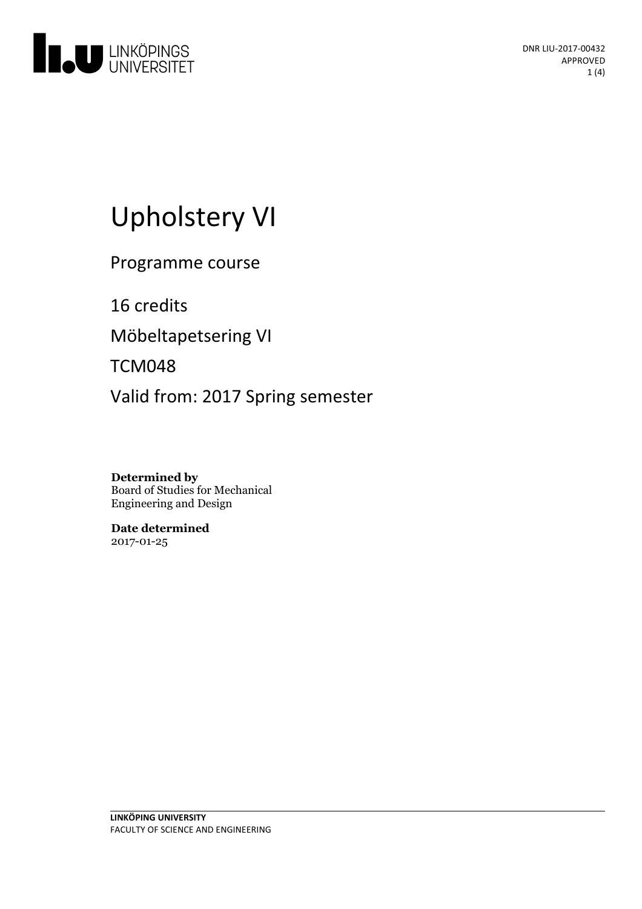# Upholstery VI

Programme course

16 credits

Möbeltapetsering VI

TCM048

Valid from: 2017 Spring semester

**Determined by**
Board of Studies for Mechanical Engineering and Design

**Date determined**
2017-01-25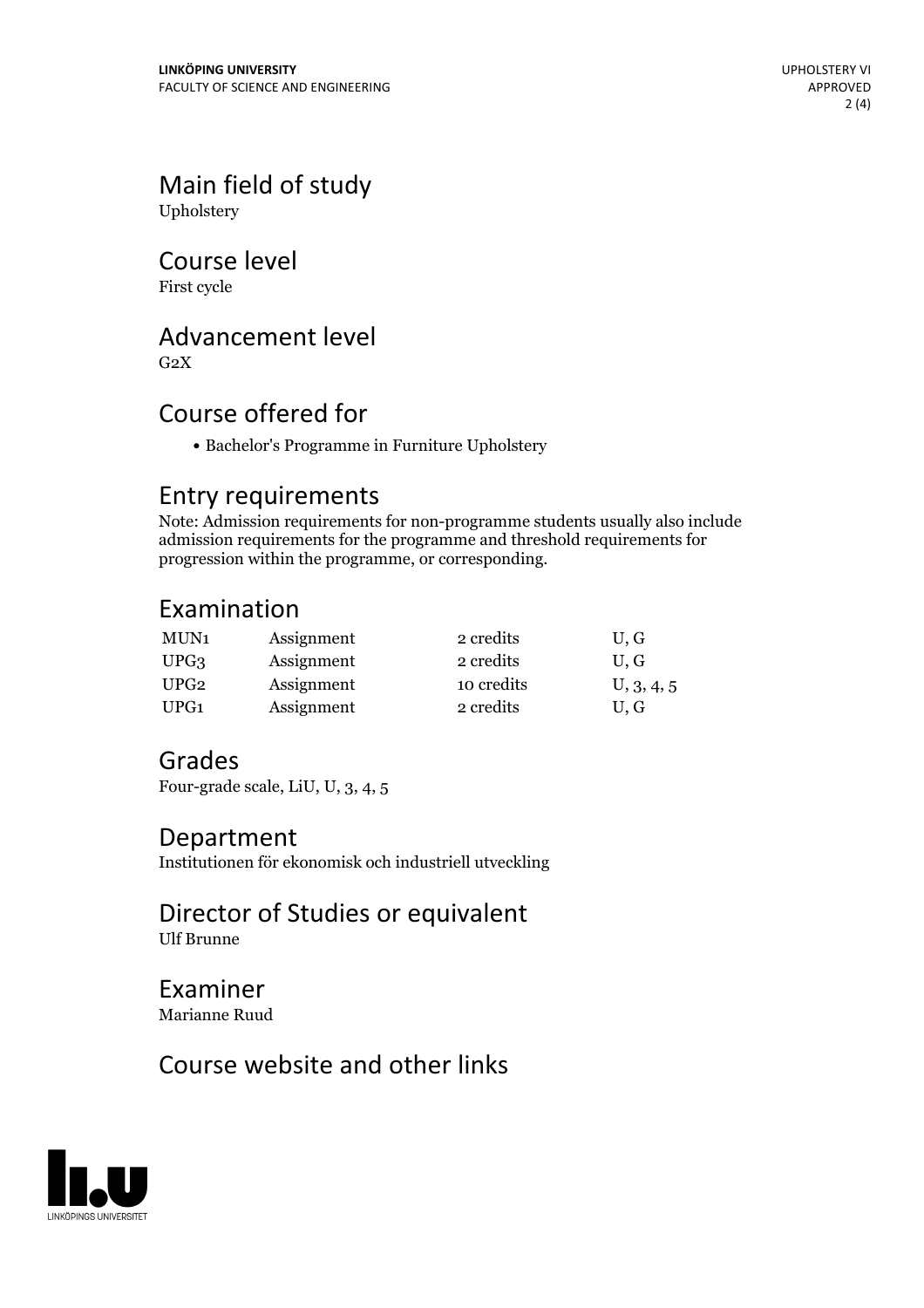## Main field of study

Upholstery

## Course level

First cycle

## Advancement level

G2X

## Course offered for

- Bachelor's Programme in Furniture Upholstery

## Entry requirements

Note: Admission requirements for non-programme students usually also include admission requirements for the programme and threshold requirements for progression within the programme, or corresponding.

## Examination

| | | | |
|---|---|---|---|
| MUN1 | Assignment | 2 credits | U, G |
| UPG3 | Assignment | 2 credits | U, G |
| UPG2 | Assignment | 10 credits | U, 3, 4, 5 |
| UPG1 | Assignment | 2 credits | U, G |

## Grades

Four-grade scale, LiU, U, 3, 4, 5

## Department

Institutionen för ekonomisk och industriell utveckling

## Director of Studies or equivalent

Ulf Brunne

## Examiner

Marianne Ruud

## Course website and other links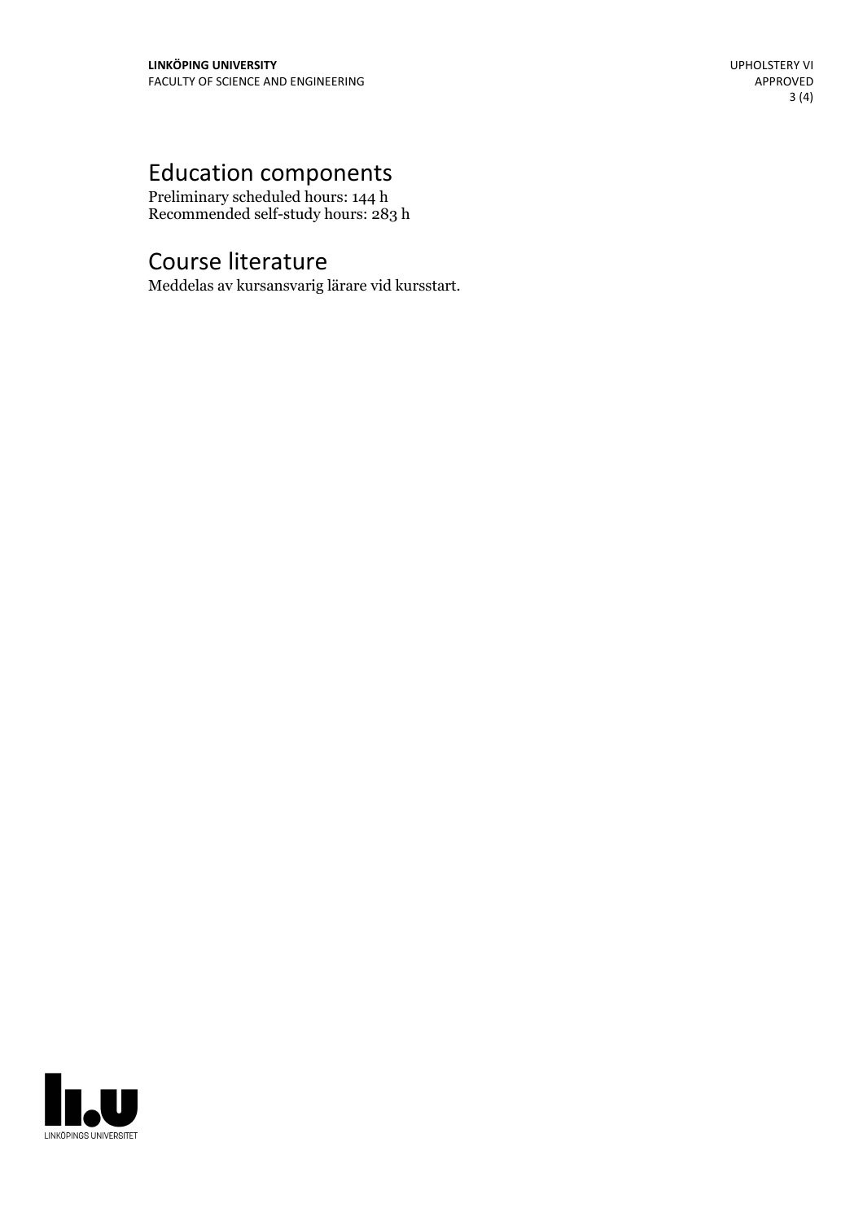# Education components

Preliminary scheduled hours: 144 h
Recommended self-study hours: 283 h

# Course literature

Meddelas av kursansvarig lärare vid kursstart.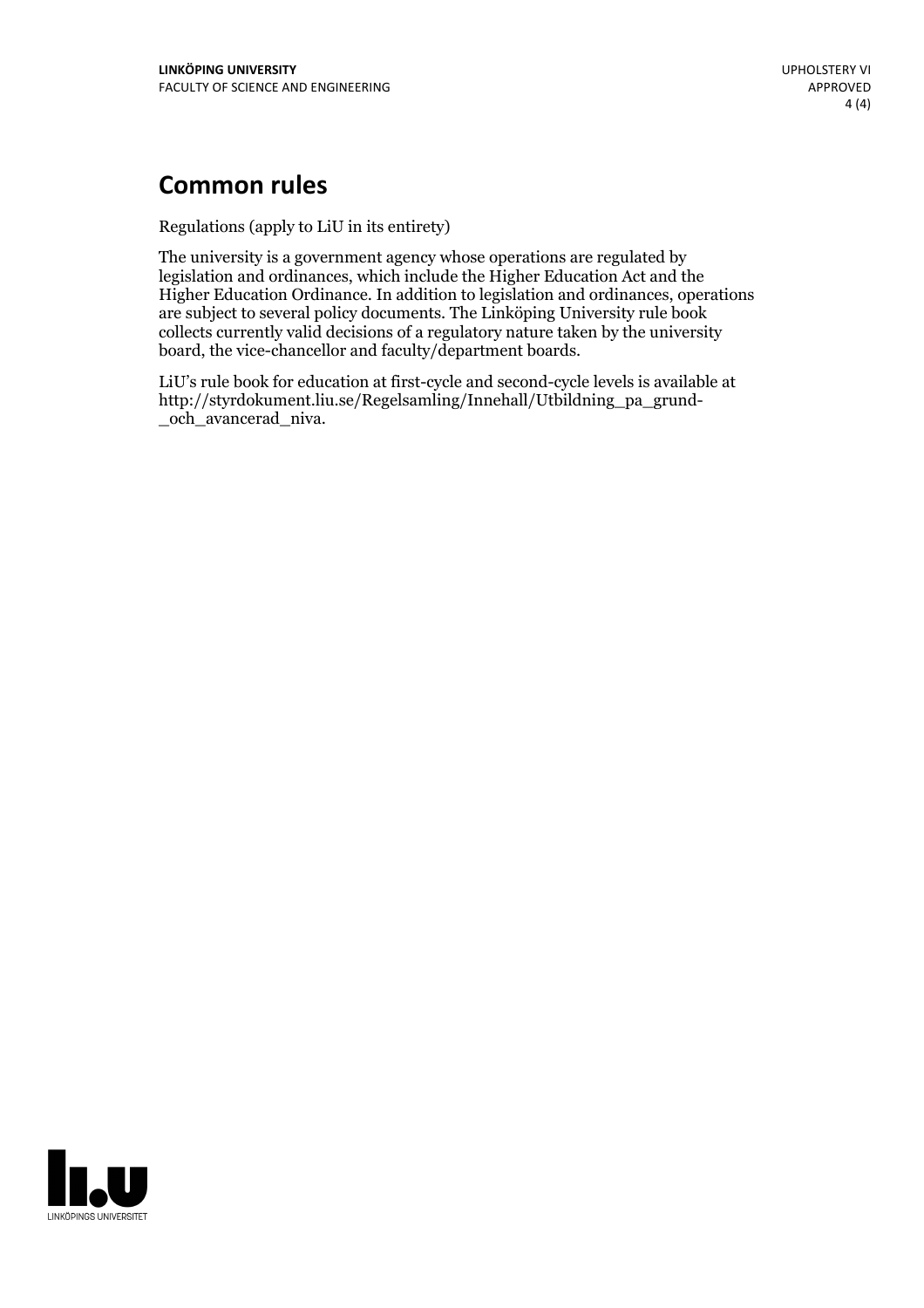# Common rules

Regulations (apply to LiU in its entirety)

The university is a government agency whose operations are regulated by legislation and ordinances, which include the Higher Education Act and the Higher Education Ordinance. In addition to legislation and ordinances, operations are subject to several policy documents. The Linköping University rule book collects currently valid decisions of a regulatory nature taken by the university board, the vice-chancellor and faculty/department boards.

LiU's rule book for education at first-cycle and second-cycle levels is available at http://styrdokument.liu.se/Regelsamling/Innehall/Utbildning_pa_grund-_och_avancerad_niva.